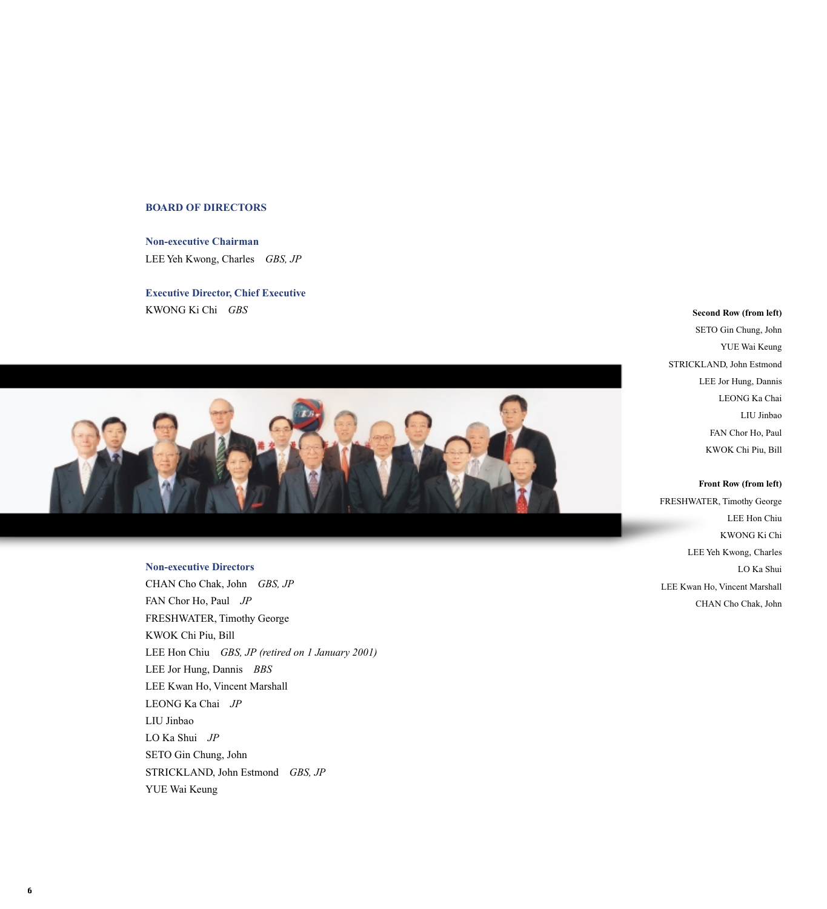## BOARD OF DIRECTORS

### Non-executive Chairman

LEE Yeh Kwong, Charles *GBS, JP*

### Executive Director, Chief Executive

KWONG Ki Chi *GBS*

### Non-executive Directors

CHAN Cho Chak, John *GBS, JP*
FAN Chor Ho, Paul *JP*
FRESHWATER, Timothy George
KWOK Chi Piu, Bill
LEE Hon Chiu *GBS, JP (retired on 1 January 2001)*
LEE Jor Hung, Dannis *BBS*
LEE Kwan Ho, Vincent Marshall
LEONG Ka Chai *JP*
LIU Jinbao
LO Ka Shui *JP*
SETO Gin Chung, John
STRICKLAND, John Estmond *GBS, JP*
YUE Wai Keung

**Second Row (from left)**
SETO Gin Chung, John
YUE Wai Keung
STRICKLAND, John Estmond
LEE Jor Hung, Dannis
LEONG Ka Chai
LIU Jinbao
FAN Chor Ho, Paul
KWOK Chi Piu, Bill

**Front Row (from left)**
FRESHWATER, Timothy George
LEE Hon Chiu
KWONG Ki Chi
LEE Yeh Kwong, Charles
LO Ka Shui
LEE Kwan Ho, Vincent Marshall
CHAN Cho Chak, John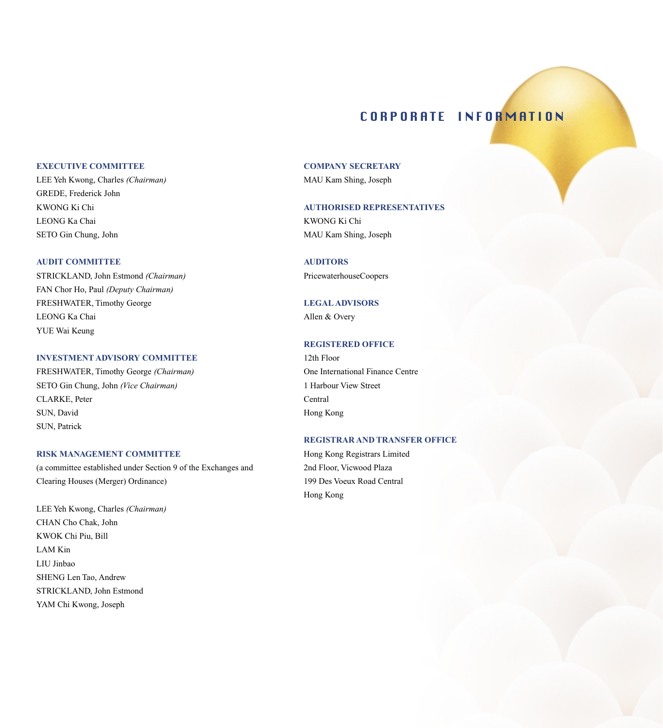# CORPORATE INFORMATION

## EXECUTIVE COMMITTEE

LEE Yeh Kwong, Charles *(Chairman)*
GREDE, Frederick John
KWONG Ki Chi
LEONG Ka Chai
SETO Gin Chung, John

## AUDIT COMMITTEE

STRICKLAND, John Estmond *(Chairman)*
FAN Chor Ho, Paul *(Deputy Chairman)*
FRESHWATER, Timothy George
LEONG Ka Chai
YUE Wai Keung

## INVESTMENT ADVISORY COMMITTEE

FRESHWATER, Timothy George *(Chairman)*
SETO Gin Chung, John *(Vice Chairman)*
CLARKE, Peter
SUN, David
SUN, Patrick

## RISK MANAGEMENT COMMITTEE

(a committee established under Section 9 of the Exchanges and Clearing Houses (Merger) Ordinance)

LEE Yeh Kwong, Charles *(Chairman)*
CHAN Cho Chak, John
KWOK Chi Piu, Bill
LAM Kin
LIU Jinbao
SHENG Len Tao, Andrew
STRICKLAND, John Estmond
YAM Chi Kwong, Joseph

## COMPANY SECRETARY

MAU Kam Shing, Joseph

## AUTHORISED REPRESENTATIVES

KWONG Ki Chi
MAU Kam Shing, Joseph

## AUDITORS

PricewaterhouseCoopers

## LEGAL ADVISORS

Allen & Overy

## REGISTERED OFFICE

12th Floor
One International Finance Centre
1 Harbour View Street
Central
Hong Kong

## REGISTRAR AND TRANSFER OFFICE

Hong Kong Registrars Limited
2nd Floor, Vicwood Plaza
199 Des Voeux Road Central
Hong Kong